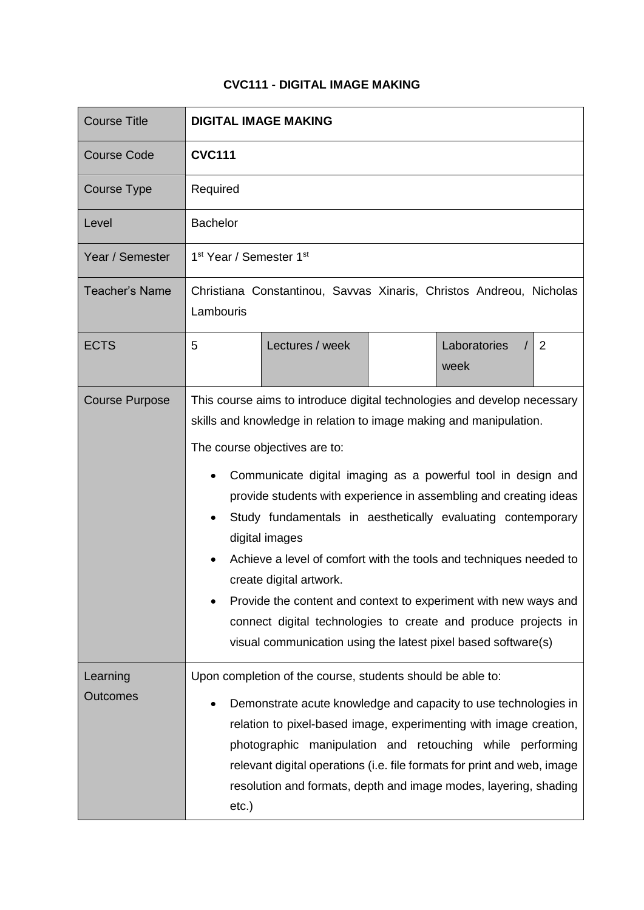# CVC111 - DIGITAL IMAGE MAKING

| Course Title | **DIGITAL IMAGE MAKING** | | | | |
|---|---|---|---|---|---|
| Course Code | **CVC111** | | | | |
| Course Type | Required | | | | |
| Level | Bachelor | | | | |
| Year / Semester | 1st Year / Semester 1st | | | | |
| Teacher's Name | Christiana Constantinou, Savvas Xinaris, Christos Andreou, Nicholas Lambouris | | | | |
| ECTS | 5 | Lectures / week | | Laboratories / week | 2 |
| Course Purpose | This course aims to introduce digital technologies and develop necessary skills and knowledge in relation to image making and manipulation.<br><br>The course objectives are to:<br><br>• Communicate digital imaging as a powerful tool in design and provide students with experience in assembling and creating ideas<br>• Study fundamentals in aesthetically evaluating contemporary digital images<br>• Achieve a level of comfort with the tools and techniques needed to create digital artwork.<br>• Provide the content and context to experiment with new ways and connect digital technologies to create and produce projects in visual communication using the latest pixel based software(s) | | | | |
| Learning Outcomes | Upon completion of the course, students should be able to:<br><br>• Demonstrate acute knowledge and capacity to use technologies in relation to pixel-based image, experimenting with image creation, photographic manipulation and retouching while performing relevant digital operations (i.e. file formats for print and web, image resolution and formats, depth and image modes, layering, shading etc.) | | | | |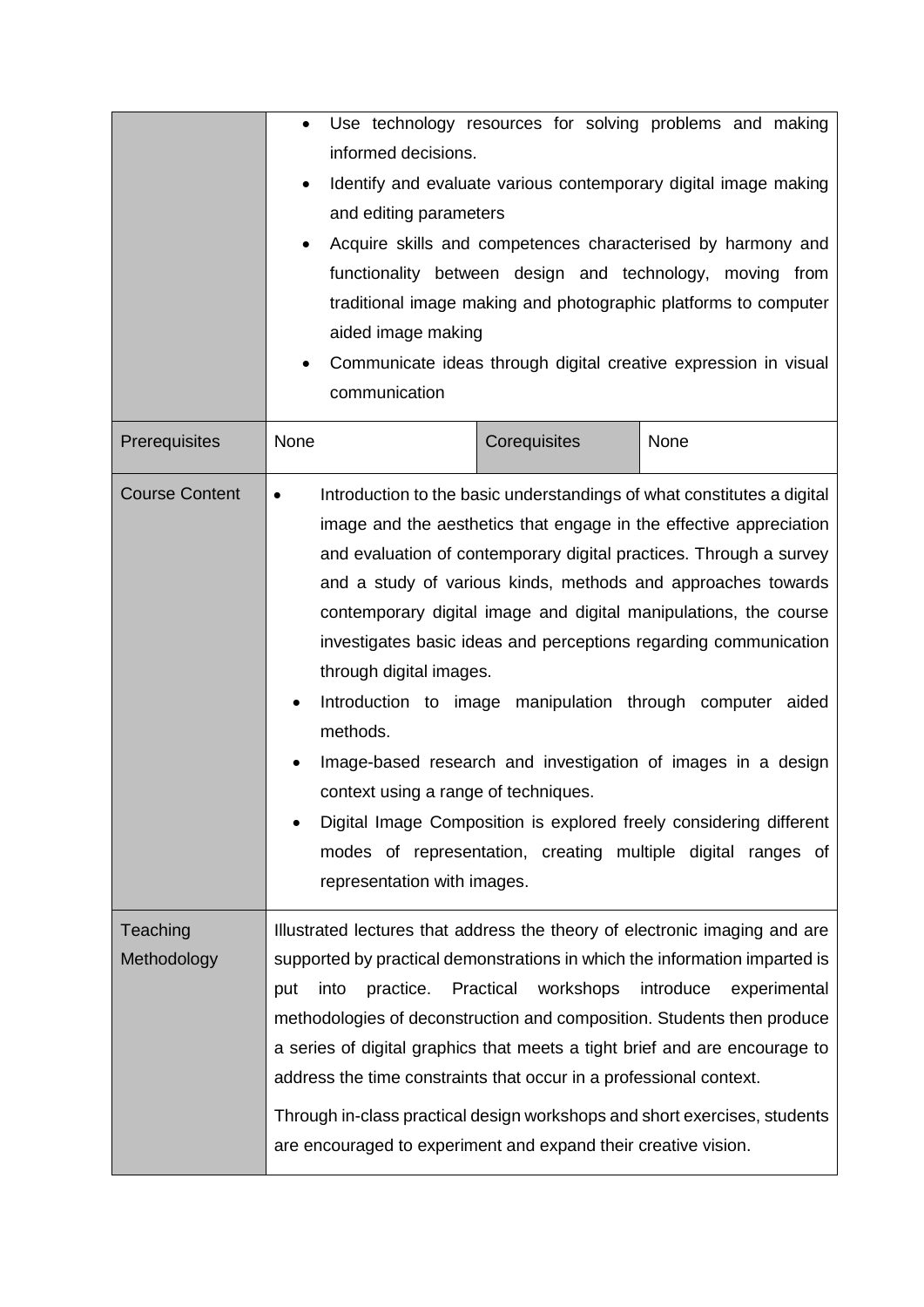| | | | |
|---|---|---|---|
| | • Use technology resources for solving problems and making informed decisions.<br>• Identify and evaluate various contemporary digital image making and editing parameters<br>• Acquire skills and competences characterised by harmony and functionality between design and technology, moving from traditional image making and photographic platforms to computer aided image making<br>• Communicate ideas through digital creative expression in visual communication | | |
| Prerequisites | None | Corequisites | None |
| Course Content | • Introduction to the basic understandings of what constitutes a digital image and the aesthetics that engage in the effective appreciation and evaluation of contemporary digital practices. Through a survey and a study of various kinds, methods and approaches towards contemporary digital image and digital manipulations, the course investigates basic ideas and perceptions regarding communication through digital images.<br>• Introduction to image manipulation through computer aided methods.<br>• Image-based research and investigation of images in a design context using a range of techniques.<br>• Digital Image Composition is explored freely considering different modes of representation, creating multiple digital ranges of representation with images. | | |
| Teaching Methodology | Illustrated lectures that address the theory of electronic imaging and are supported by practical demonstrations in which the information imparted is put into practice. Practical workshops introduce experimental methodologies of deconstruction and composition. Students then produce a series of digital graphics that meets a tight brief and are encourage to address the time constraints that occur in a professional context.<br><br>Through in-class practical design workshops and short exercises, students are encouraged to experiment and expand their creative vision. | | |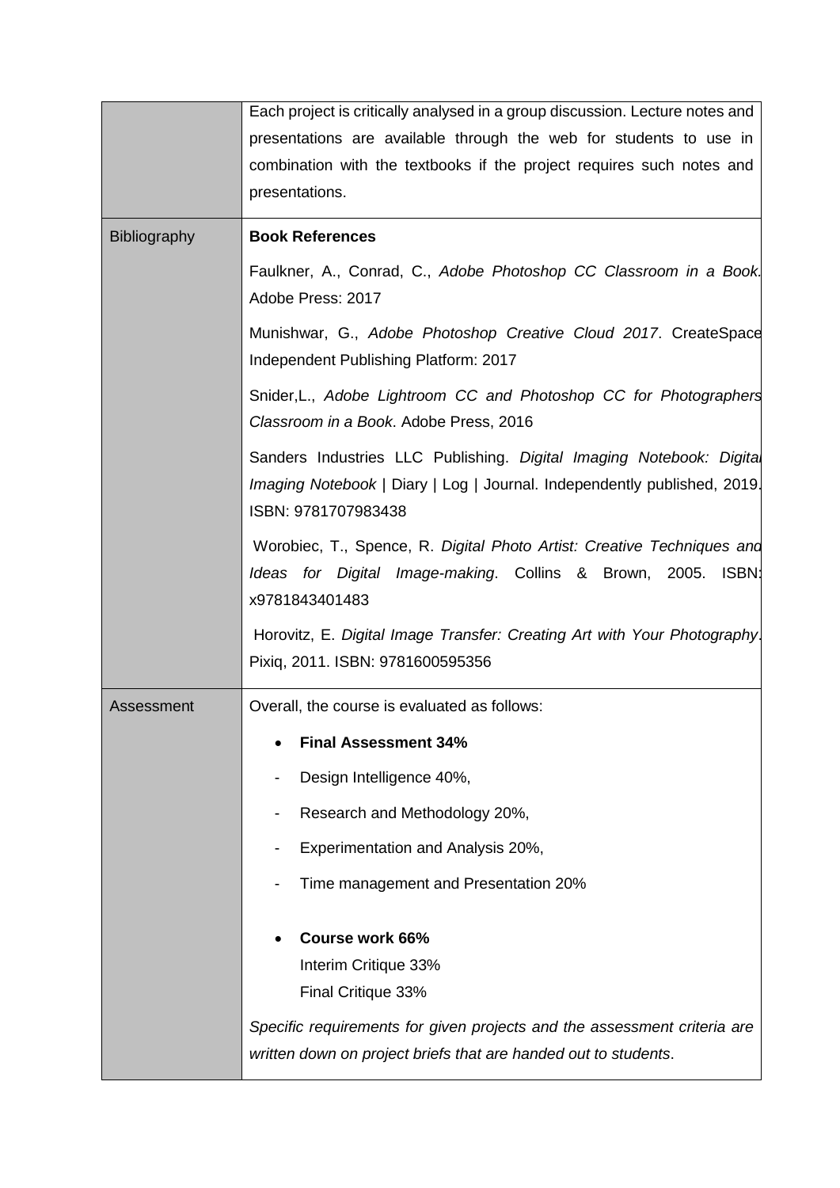| | |
|---|---|
| | Each project is critically analysed in a group discussion. Lecture notes and presentations are available through the web for students to use in combination with the textbooks if the project requires such notes and presentations. |
| Bibliography | **Book References**<br><br>Faulkner, A., Conrad, C., *Adobe Photoshop CC Classroom in a Book.* Adobe Press: 2017<br><br>Munishwar, G., *Adobe Photoshop Creative Cloud 2017*. CreateSpace Independent Publishing Platform: 2017<br><br>Snider,L., *Adobe Lightroom CC and Photoshop CC for Photographers Classroom in a Book*. Adobe Press, 2016<br><br>Sanders Industries LLC Publishing. *Digital Imaging Notebook: Digital Imaging Notebook* \| Diary \| Log \| Journal. Independently published, 2019. ISBN: 9781707983438<br><br>Worobiec, T., Spence, R. *Digital Photo Artist: Creative Techniques and Ideas for Digital Image-making*. Collins & Brown, 2005. ISBN: x9781843401483<br><br>Horovitz, E. *Digital Image Transfer: Creating Art with Your Photography*. Pixiq, 2011. ISBN: 9781600595356 |
| Assessment | Overall, the course is evaluated as follows:<br><br>• **Final Assessment 34%**<br>- Design Intelligence 40%,<br>- Research and Methodology 20%,<br>- Experimentation and Analysis 20%,<br>- Time management and Presentation 20%<br><br>• **Course work 66%**<br>Interim Critique 33%<br>Final Critique 33%<br><br>*Specific requirements for given projects and the assessment criteria are written down on project briefs that are handed out to students*. |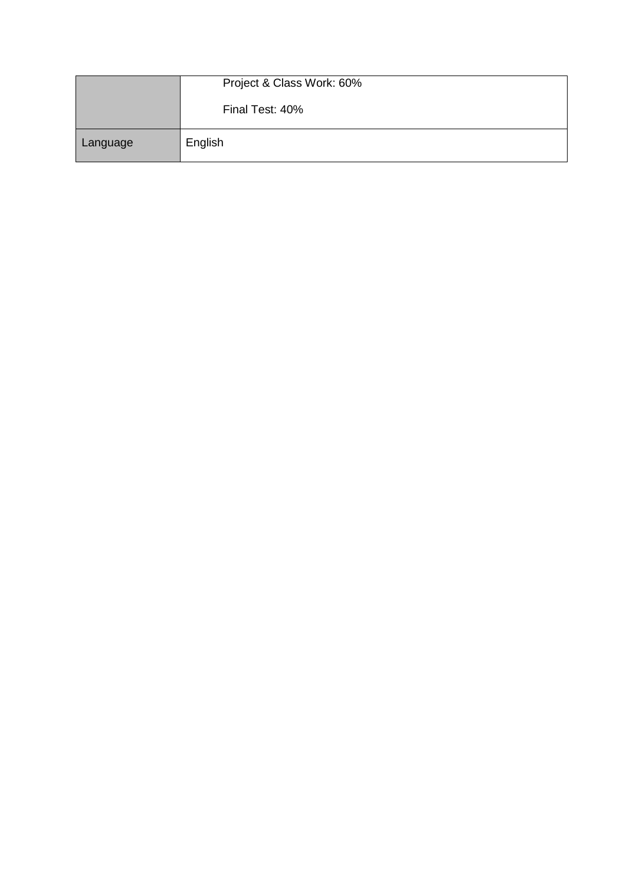| | |
|---|---|
| | Project & Class Work: 60%<br><br>Final Test: 40% |
| Language | English |